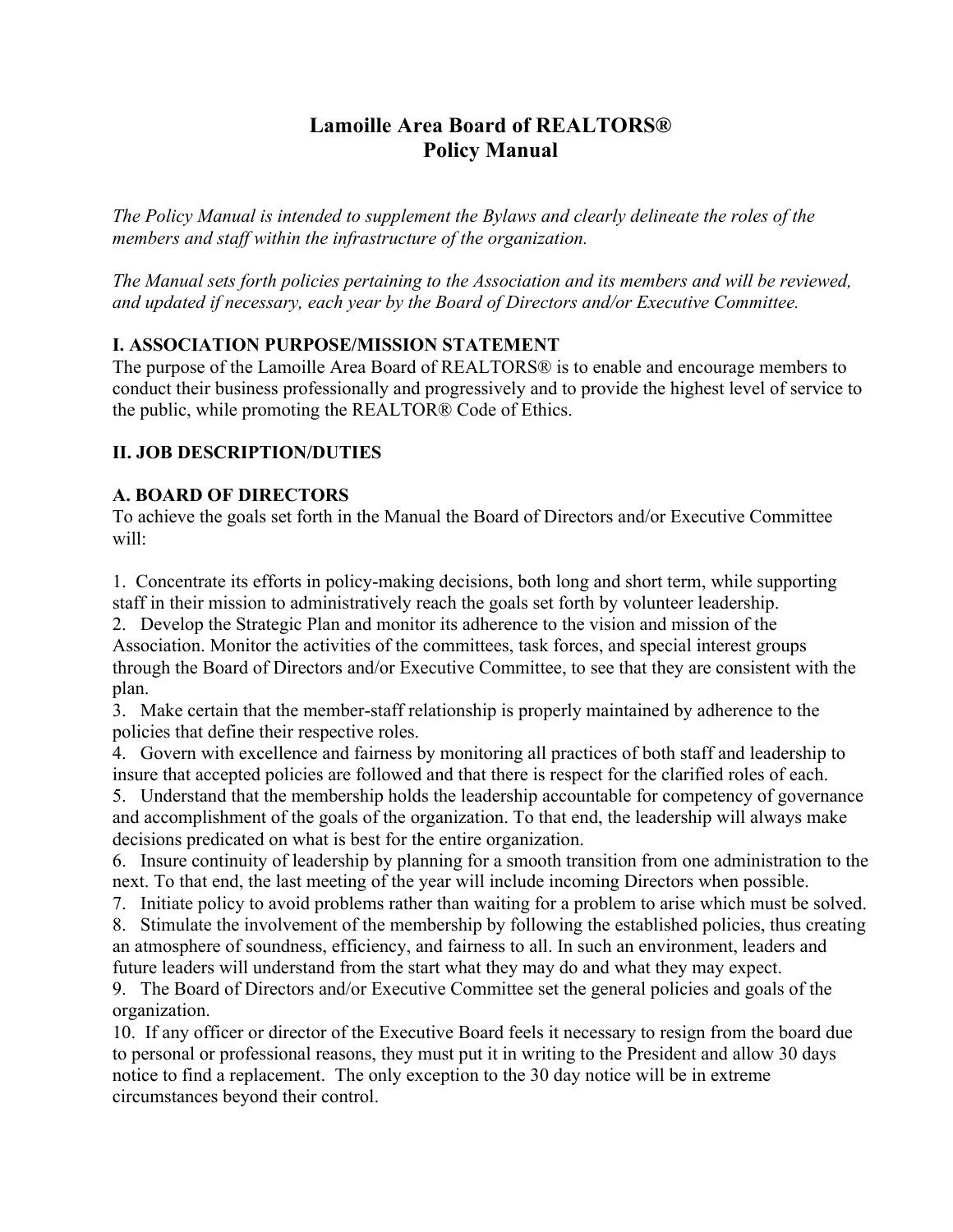# Lamoille Area Board of REALTORS®
# Policy Manual

*The Policy Manual is intended to supplement the Bylaws and clearly delineate the roles of the members and staff within the infrastructure of the organization.*

*The Manual sets forth policies pertaining to the Association and its members and will be reviewed, and updated if necessary, each year by the Board of Directors and/or Executive Committee.*

## I. ASSOCIATION PURPOSE/MISSION STATEMENT

The purpose of the Lamoille Area Board of REALTORS® is to enable and encourage members to conduct their business professionally and progressively and to provide the highest level of service to the public, while promoting the REALTOR® Code of Ethics.

## II. JOB DESCRIPTION/DUTIES

### A. BOARD OF DIRECTORS

To achieve the goals set forth in the Manual the Board of Directors and/or Executive Committee will:

1. Concentrate its efforts in policy-making decisions, both long and short term, while supporting staff in their mission to administratively reach the goals set forth by volunteer leadership.
2. Develop the Strategic Plan and monitor its adherence to the vision and mission of the Association. Monitor the activities of the committees, task forces, and special interest groups through the Board of Directors and/or Executive Committee, to see that they are consistent with the plan.
3. Make certain that the member-staff relationship is properly maintained by adherence to the policies that define their respective roles.
4. Govern with excellence and fairness by monitoring all practices of both staff and leadership to insure that accepted policies are followed and that there is respect for the clarified roles of each.
5. Understand that the membership holds the leadership accountable for competency of governance and accomplishment of the goals of the organization. To that end, the leadership will always make decisions predicated on what is best for the entire organization.
6. Insure continuity of leadership by planning for a smooth transition from one administration to the next. To that end, the last meeting of the year will include incoming Directors when possible.
7. Initiate policy to avoid problems rather than waiting for a problem to arise which must be solved.
8. Stimulate the involvement of the membership by following the established policies, thus creating an atmosphere of soundness, efficiency, and fairness to all. In such an environment, leaders and future leaders will understand from the start what they may do and what they may expect.
9. The Board of Directors and/or Executive Committee set the general policies and goals of the organization.
10. If any officer or director of the Executive Board feels it necessary to resign from the board due to personal or professional reasons, they must put it in writing to the President and allow 30 days notice to find a replacement. The only exception to the 30 day notice will be in extreme circumstances beyond their control.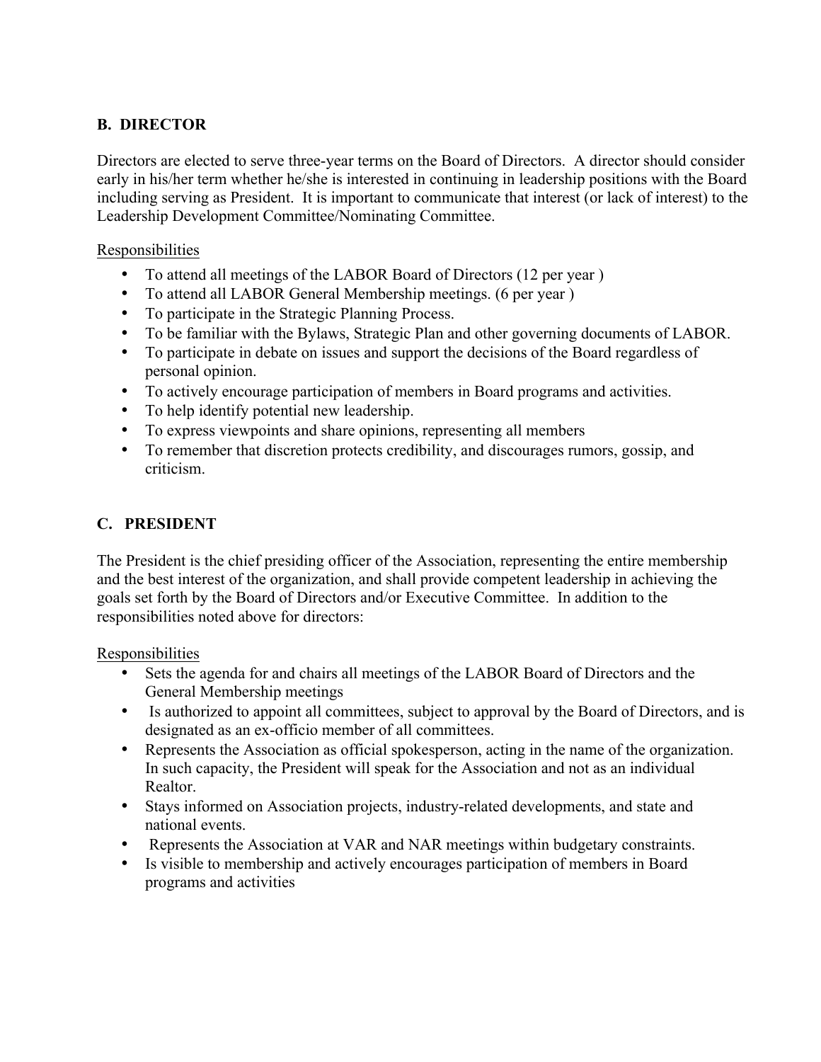### B. DIRECTOR

Directors are elected to serve three-year terms on the Board of Directors. A director should consider early in his/her term whether he/she is interested in continuing in leadership positions with the Board including serving as President. It is important to communicate that interest (or lack of interest) to the Leadership Development Committee/Nominating Committee.

Responsibilities

- To attend all meetings of the LABOR Board of Directors (12 per year )
- To attend all LABOR General Membership meetings. (6 per year )
- To participate in the Strategic Planning Process.
- To be familiar with the Bylaws, Strategic Plan and other governing documents of LABOR.
- To participate in debate on issues and support the decisions of the Board regardless of personal opinion.
- To actively encourage participation of members in Board programs and activities.
- To help identify potential new leadership.
- To express viewpoints and share opinions, representing all members
- To remember that discretion protects credibility, and discourages rumors, gossip, and criticism.

### C. PRESIDENT

The President is the chief presiding officer of the Association, representing the entire membership and the best interest of the organization, and shall provide competent leadership in achieving the goals set forth by the Board of Directors and/or Executive Committee. In addition to the responsibilities noted above for directors:

Responsibilities

- Sets the agenda for and chairs all meetings of the LABOR Board of Directors and the General Membership meetings
- Is authorized to appoint all committees, subject to approval by the Board of Directors, and is designated as an ex-officio member of all committees.
- Represents the Association as official spokesperson, acting in the name of the organization. In such capacity, the President will speak for the Association and not as an individual Realtor.
- Stays informed on Association projects, industry-related developments, and state and national events.
- Represents the Association at VAR and NAR meetings within budgetary constraints.
- Is visible to membership and actively encourages participation of members in Board programs and activities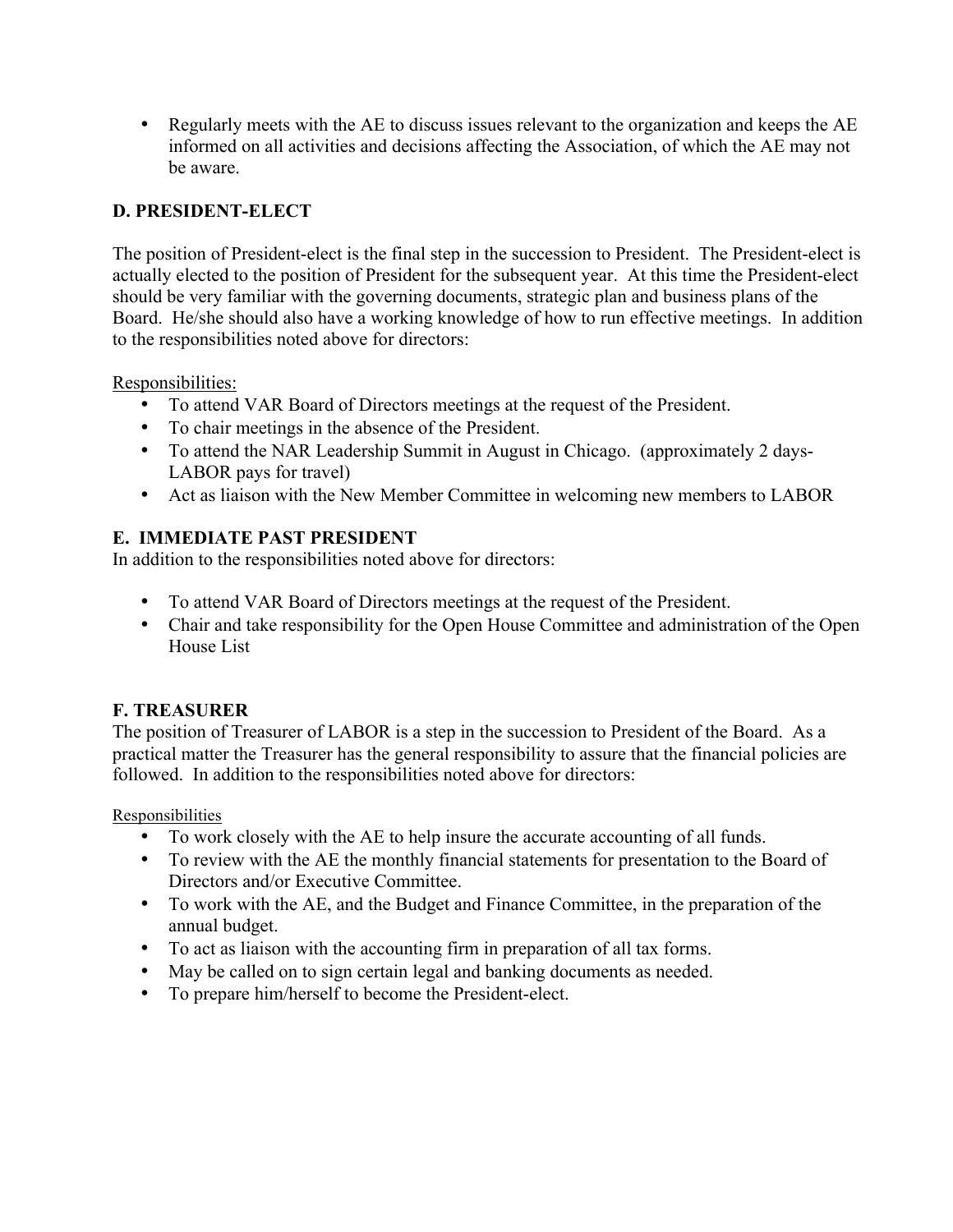- Regularly meets with the AE to discuss issues relevant to the organization and keeps the AE informed on all activities and decisions affecting the Association, of which the AE may not be aware.

### D. PRESIDENT-ELECT

The position of President-elect is the final step in the succession to President. The President-elect is actually elected to the position of President for the subsequent year. At this time the President-elect should be very familiar with the governing documents, strategic plan and business plans of the Board. He/she should also have a working knowledge of how to run effective meetings. In addition to the responsibilities noted above for directors:

<u>Responsibilities:</u>

- To attend VAR Board of Directors meetings at the request of the President.
- To chair meetings in the absence of the President.
- To attend the NAR Leadership Summit in August in Chicago. (approximately 2 days-LABOR pays for travel)
- Act as liaison with the New Member Committee in welcoming new members to LABOR

### E. IMMEDIATE PAST PRESIDENT

In addition to the responsibilities noted above for directors:

- To attend VAR Board of Directors meetings at the request of the President.
- Chair and take responsibility for the Open House Committee and administration of the Open House List

### F. TREASURER

The position of Treasurer of LABOR is a step in the succession to President of the Board. As a practical matter the Treasurer has the general responsibility to assure that the financial policies are followed. In addition to the responsibilities noted above for directors:

<u>Responsibilities</u>

- To work closely with the AE to help insure the accurate accounting of all funds.
- To review with the AE the monthly financial statements for presentation to the Board of Directors and/or Executive Committee.
- To work with the AE, and the Budget and Finance Committee, in the preparation of the annual budget.
- To act as liaison with the accounting firm in preparation of all tax forms.
- May be called on to sign certain legal and banking documents as needed.
- To prepare him/herself to become the President-elect.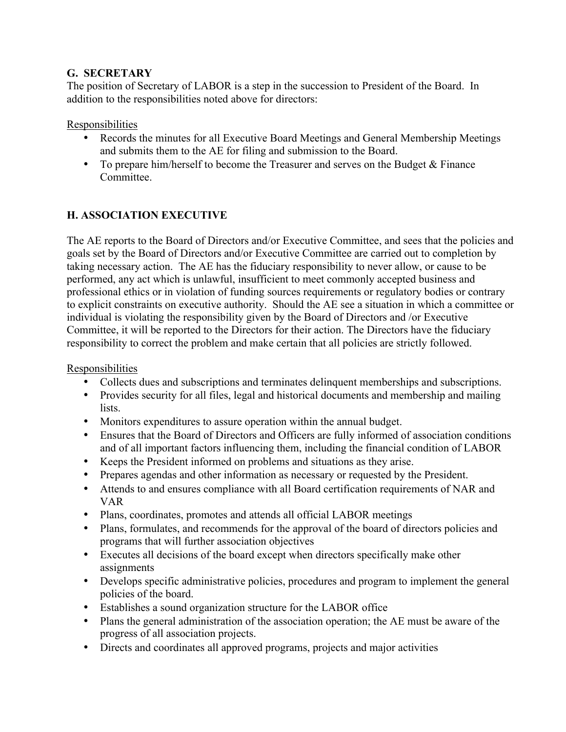## G. SECRETARY

The position of Secretary of LABOR is a step in the succession to President of the Board. In addition to the responsibilities noted above for directors:

Responsibilities

- Records the minutes for all Executive Board Meetings and General Membership Meetings and submits them to the AE for filing and submission to the Board.
- To prepare him/herself to become the Treasurer and serves on the Budget & Finance Committee.

## H. ASSOCIATION EXECUTIVE

The AE reports to the Board of Directors and/or Executive Committee, and sees that the policies and goals set by the Board of Directors and/or Executive Committee are carried out to completion by taking necessary action. The AE has the fiduciary responsibility to never allow, or cause to be performed, any act which is unlawful, insufficient to meet commonly accepted business and professional ethics or in violation of funding sources requirements or regulatory bodies or contrary to explicit constraints on executive authority. Should the AE see a situation in which a committee or individual is violating the responsibility given by the Board of Directors and /or Executive Committee, it will be reported to the Directors for their action. The Directors have the fiduciary responsibility to correct the problem and make certain that all policies are strictly followed.

Responsibilities

- Collects dues and subscriptions and terminates delinquent memberships and subscriptions.
- Provides security for all files, legal and historical documents and membership and mailing lists.
- Monitors expenditures to assure operation within the annual budget.
- Ensures that the Board of Directors and Officers are fully informed of association conditions and of all important factors influencing them, including the financial condition of LABOR
- Keeps the President informed on problems and situations as they arise.
- Prepares agendas and other information as necessary or requested by the President.
- Attends to and ensures compliance with all Board certification requirements of NAR and VAR
- Plans, coordinates, promotes and attends all official LABOR meetings
- Plans, formulates, and recommends for the approval of the board of directors policies and programs that will further association objectives
- Executes all decisions of the board except when directors specifically make other assignments
- Develops specific administrative policies, procedures and program to implement the general policies of the board.
- Establishes a sound organization structure for the LABOR office
- Plans the general administration of the association operation; the AE must be aware of the progress of all association projects.
- Directs and coordinates all approved programs, projects and major activities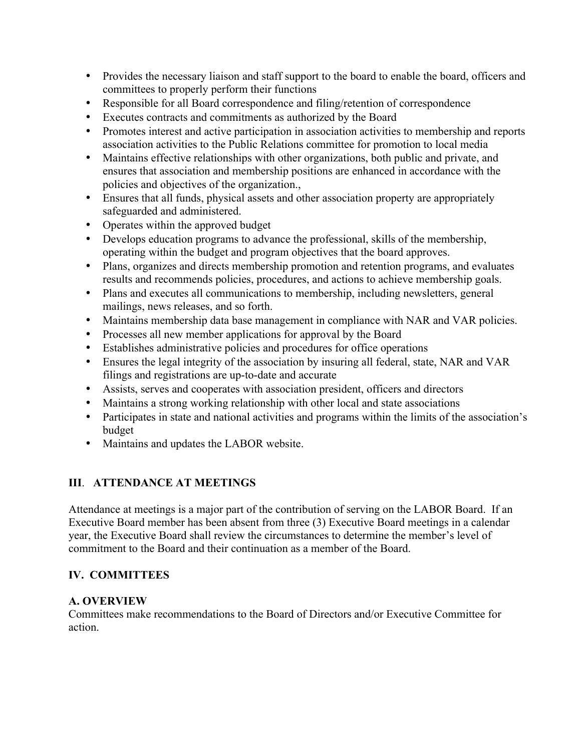- Provides the necessary liaison and staff support to the board to enable the board, officers and committees to properly perform their functions
- Responsible for all Board correspondence and filing/retention of correspondence
- Executes contracts and commitments as authorized by the Board
- Promotes interest and active participation in association activities to membership and reports association activities to the Public Relations committee for promotion to local media
- Maintains effective relationships with other organizations, both public and private, and ensures that association and membership positions are enhanced in accordance with the policies and objectives of the organization.,
- Ensures that all funds, physical assets and other association property are appropriately safeguarded and administered.
- Operates within the approved budget
- Develops education programs to advance the professional, skills of the membership, operating within the budget and program objectives that the board approves.
- Plans, organizes and directs membership promotion and retention programs, and evaluates results and recommends policies, procedures, and actions to achieve membership goals.
- Plans and executes all communications to membership, including newsletters, general mailings, news releases, and so forth.
- Maintains membership data base management in compliance with NAR and VAR policies.
- Processes all new member applications for approval by the Board
- Establishes administrative policies and procedures for office operations
- Ensures the legal integrity of the association by insuring all federal, state, NAR and VAR filings and registrations are up-to-date and accurate
- Assists, serves and cooperates with association president, officers and directors
- Maintains a strong working relationship with other local and state associations
- Participates in state and national activities and programs within the limits of the association's budget
- Maintains and updates the LABOR website.

## III. ATTENDANCE AT MEETINGS

Attendance at meetings is a major part of the contribution of serving on the LABOR Board. If an Executive Board member has been absent from three (3) Executive Board meetings in a calendar year, the Executive Board shall review the circumstances to determine the member's level of commitment to the Board and their continuation as a member of the Board.

## IV. COMMITTEES

### A. OVERVIEW

Committees make recommendations to the Board of Directors and/or Executive Committee for action.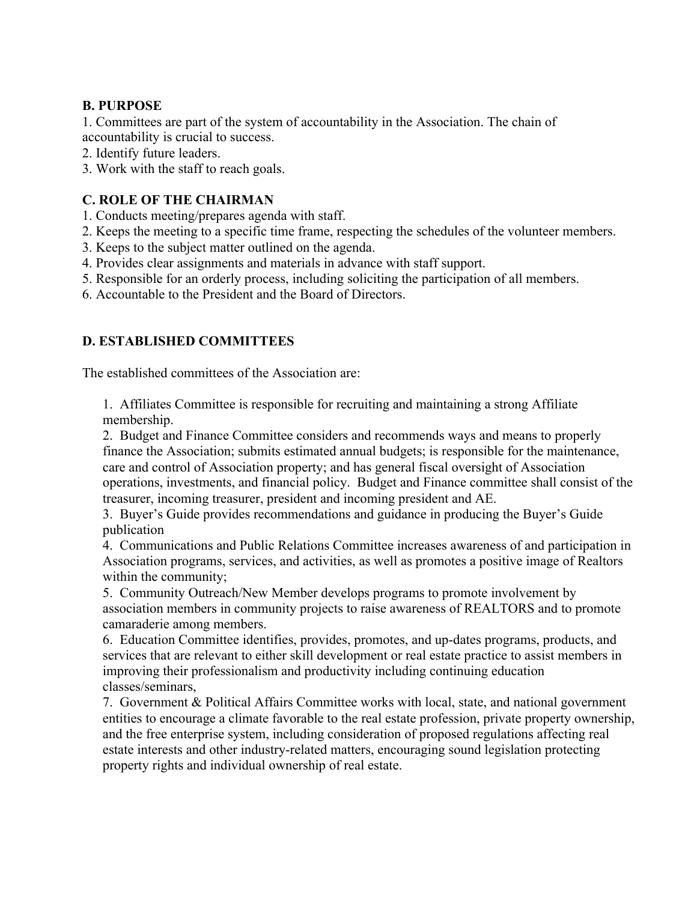## B. PURPOSE

1. Committees are part of the system of accountability in the Association. The chain of accountability is crucial to success.
2. Identify future leaders.
3. Work with the staff to reach goals.

## C. ROLE OF THE CHAIRMAN

1. Conducts meeting/prepares agenda with staff.
2. Keeps the meeting to a specific time frame, respecting the schedules of the volunteer members.
3. Keeps to the subject matter outlined on the agenda.
4. Provides clear assignments and materials in advance with staff support.
5. Responsible for an orderly process, including soliciting the participation of all members.
6. Accountable to the President and the Board of Directors.

## D. ESTABLISHED COMMITTEES

The established committees of the Association are:

1. Affiliates Committee is responsible for recruiting and maintaining a strong Affiliate membership.
2. Budget and Finance Committee considers and recommends ways and means to properly finance the Association; submits estimated annual budgets; is responsible for the maintenance, care and control of Association property; and has general fiscal oversight of Association operations, investments, and financial policy. Budget and Finance committee shall consist of the treasurer, incoming treasurer, president and incoming president and AE.
3. Buyer's Guide provides recommendations and guidance in producing the Buyer's Guide publication
4. Communications and Public Relations Committee increases awareness of and participation in Association programs, services, and activities, as well as promotes a positive image of Realtors within the community;
5. Community Outreach/New Member develops programs to promote involvement by association members in community projects to raise awareness of REALTORS and to promote camaraderie among members.
6. Education Committee identifies, provides, promotes, and up-dates programs, products, and services that are relevant to either skill development or real estate practice to assist members in improving their professionalism and productivity including continuing education classes/seminars,
7. Government & Political Affairs Committee works with local, state, and national government entities to encourage a climate favorable to the real estate profession, private property ownership, and the free enterprise system, including consideration of proposed regulations affecting real estate interests and other industry-related matters, encouraging sound legislation protecting property rights and individual ownership of real estate.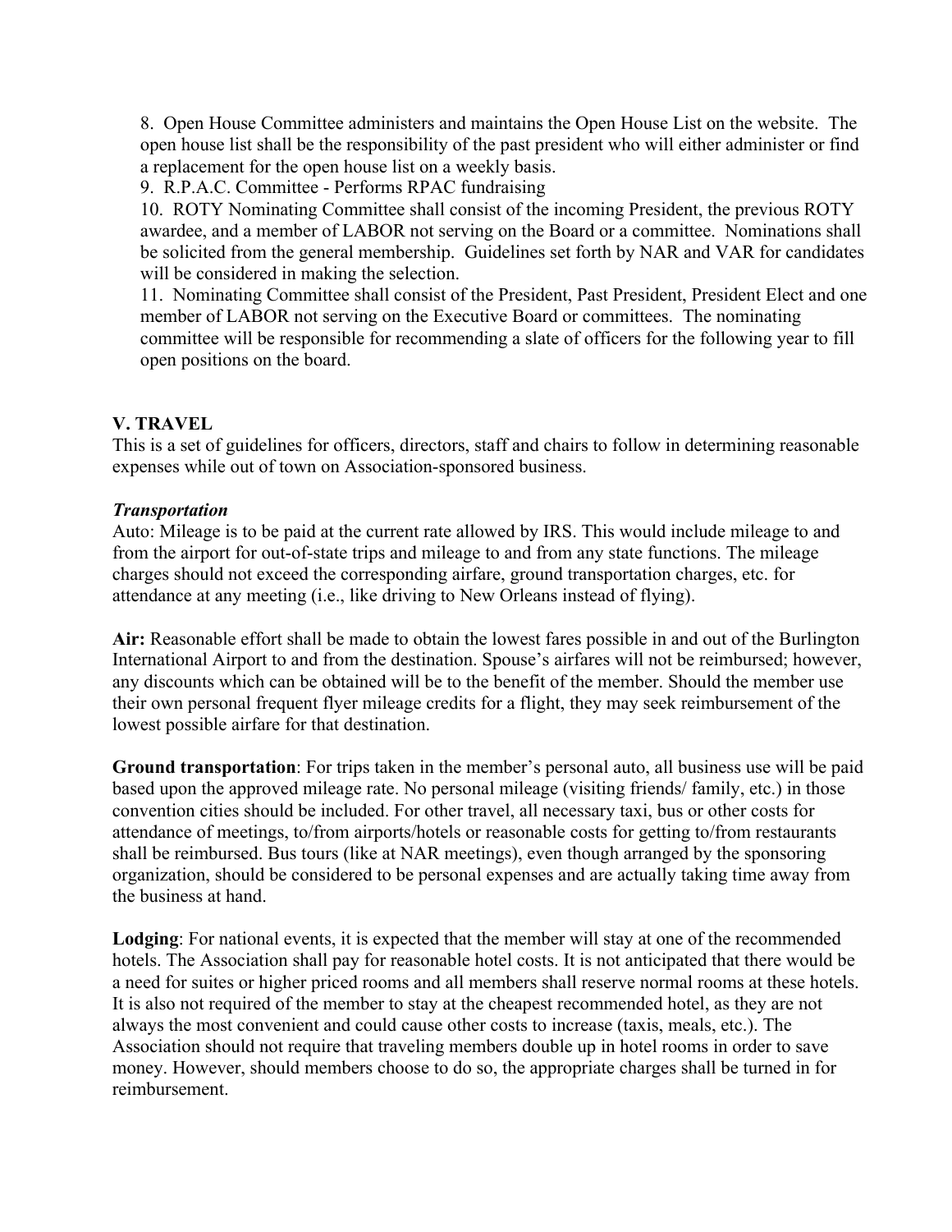8. Open House Committee administers and maintains the Open House List on the website. The open house list shall be the responsibility of the past president who will either administer or find a replacement for the open house list on a weekly basis.
9. R.P.A.C. Committee - Performs RPAC fundraising
10. ROTY Nominating Committee shall consist of the incoming President, the previous ROTY awardee, and a member of LABOR not serving on the Board or a committee. Nominations shall be solicited from the general membership. Guidelines set forth by NAR and VAR for candidates will be considered in making the selection.
11. Nominating Committee shall consist of the President, Past President, President Elect and one member of LABOR not serving on the Executive Board or committees. The nominating committee will be responsible for recommending a slate of officers for the following year to fill open positions on the board.

## V. TRAVEL

This is a set of guidelines for officers, directors, staff and chairs to follow in determining reasonable expenses while out of town on Association-sponsored business.

***Transportation***

Auto: Mileage is to be paid at the current rate allowed by IRS. This would include mileage to and from the airport for out-of-state trips and mileage to and from any state functions. The mileage charges should not exceed the corresponding airfare, ground transportation charges, etc. for attendance at any meeting (i.e., like driving to New Orleans instead of flying).

**Air:** Reasonable effort shall be made to obtain the lowest fares possible in and out of the Burlington International Airport to and from the destination. Spouse's airfares will not be reimbursed; however, any discounts which can be obtained will be to the benefit of the member. Should the member use their own personal frequent flyer mileage credits for a flight, they may seek reimbursement of the lowest possible airfare for that destination.

**Ground transportation**: For trips taken in the member's personal auto, all business use will be paid based upon the approved mileage rate. No personal mileage (visiting friends/ family, etc.) in those convention cities should be included. For other travel, all necessary taxi, bus or other costs for attendance of meetings, to/from airports/hotels or reasonable costs for getting to/from restaurants shall be reimbursed. Bus tours (like at NAR meetings), even though arranged by the sponsoring organization, should be considered to be personal expenses and are actually taking time away from the business at hand.

**Lodging**: For national events, it is expected that the member will stay at one of the recommended hotels. The Association shall pay for reasonable hotel costs. It is not anticipated that there would be a need for suites or higher priced rooms and all members shall reserve normal rooms at these hotels. It is also not required of the member to stay at the cheapest recommended hotel, as they are not always the most convenient and could cause other costs to increase (taxis, meals, etc.). The Association should not require that traveling members double up in hotel rooms in order to save money. However, should members choose to do so, the appropriate charges shall be turned in for reimbursement.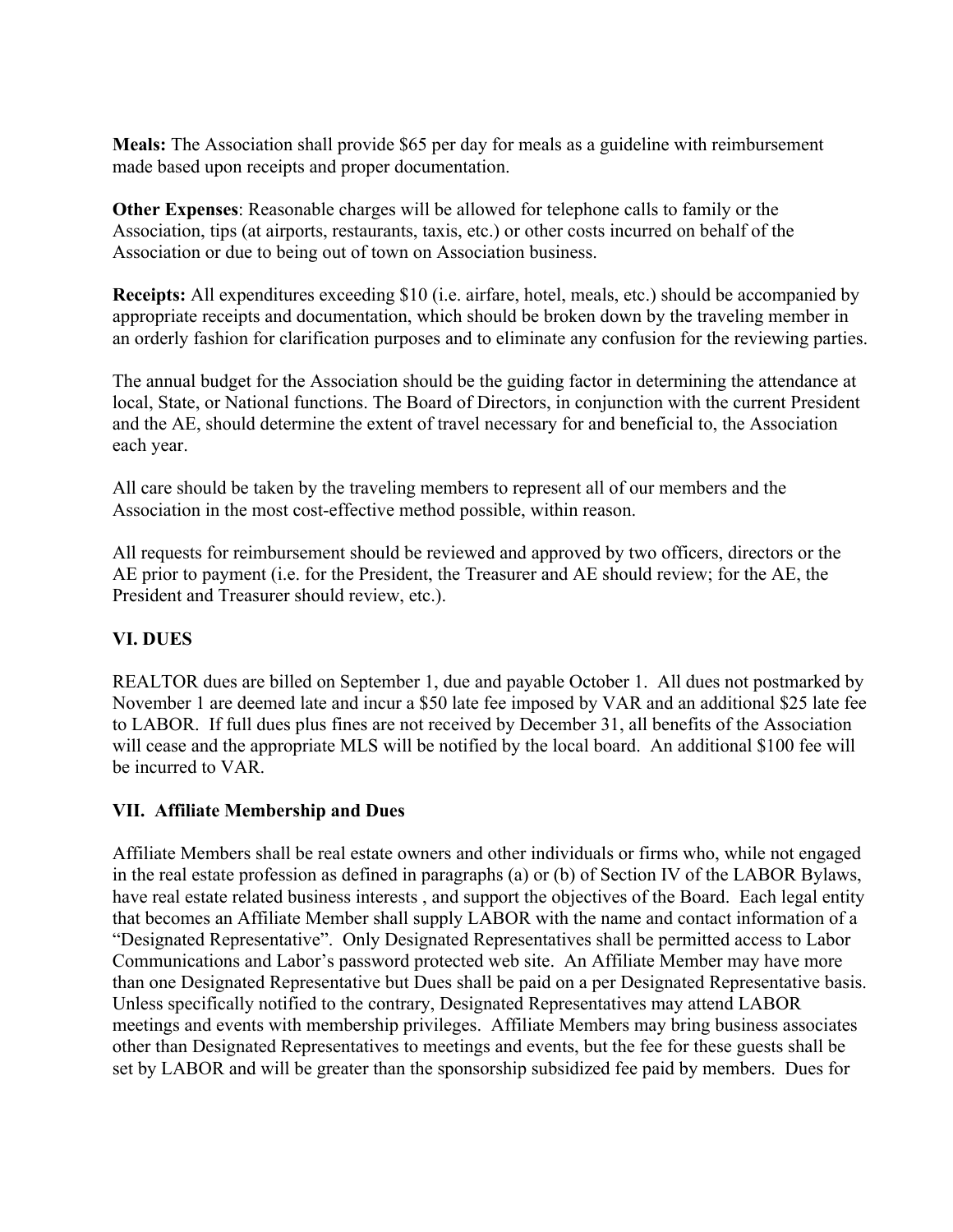**Meals:** The Association shall provide $65 per day for meals as a guideline with reimbursement made based upon receipts and proper documentation.

**Other Expenses**: Reasonable charges will be allowed for telephone calls to family or the Association, tips (at airports, restaurants, taxis, etc.) or other costs incurred on behalf of the Association or due to being out of town on Association business.

**Receipts:** All expenditures exceeding $10 (i.e. airfare, hotel, meals, etc.) should be accompanied by appropriate receipts and documentation, which should be broken down by the traveling member in an orderly fashion for clarification purposes and to eliminate any confusion for the reviewing parties.

The annual budget for the Association should be the guiding factor in determining the attendance at local, State, or National functions. The Board of Directors, in conjunction with the current President and the AE, should determine the extent of travel necessary for and beneficial to, the Association each year.

All care should be taken by the traveling members to represent all of our members and the Association in the most cost-effective method possible, within reason.

All requests for reimbursement should be reviewed and approved by two officers, directors or the AE prior to payment (i.e. for the President, the Treasurer and AE should review; for the AE, the President and Treasurer should review, etc.).

## VI. DUES

REALTOR dues are billed on September 1, due and payable October 1. All dues not postmarked by November 1 are deemed late and incur a $50 late fee imposed by VAR and an additional $25 late fee to LABOR. If full dues plus fines are not received by December 31, all benefits of the Association will cease and the appropriate MLS will be notified by the local board. An additional $100 fee will be incurred to VAR.

## VII. Affiliate Membership and Dues

Affiliate Members shall be real estate owners and other individuals or firms who, while not engaged in the real estate profession as defined in paragraphs (a) or (b) of Section IV of the LABOR Bylaws, have real estate related business interests , and support the objectives of the Board. Each legal entity that becomes an Affiliate Member shall supply LABOR with the name and contact information of a "Designated Representative". Only Designated Representatives shall be permitted access to Labor Communications and Labor's password protected web site. An Affiliate Member may have more than one Designated Representative but Dues shall be paid on a per Designated Representative basis. Unless specifically notified to the contrary, Designated Representatives may attend LABOR meetings and events with membership privileges. Affiliate Members may bring business associates other than Designated Representatives to meetings and events, but the fee for these guests shall be set by LABOR and will be greater than the sponsorship subsidized fee paid by members. Dues for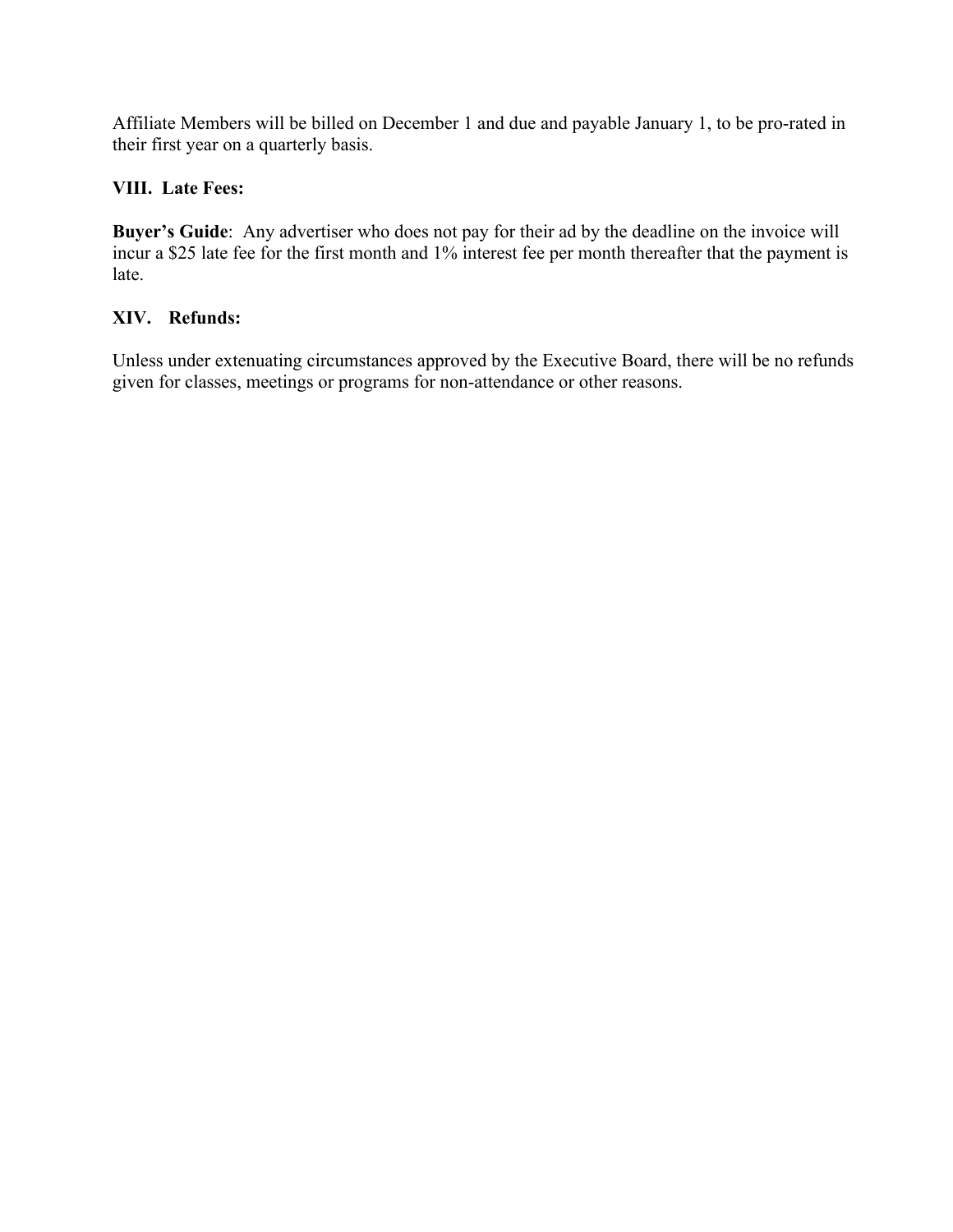Affiliate Members will be billed on December 1 and due and payable January 1, to be pro-rated in their first year on a quarterly basis.

## VIII. Late Fees:

**Buyer's Guide**: Any advertiser who does not pay for their ad by the deadline on the invoice will incur a $25 late fee for the first month and 1% interest fee per month thereafter that the payment is late.

## XIV. Refunds:

Unless under extenuating circumstances approved by the Executive Board, there will be no refunds given for classes, meetings or programs for non-attendance or other reasons.